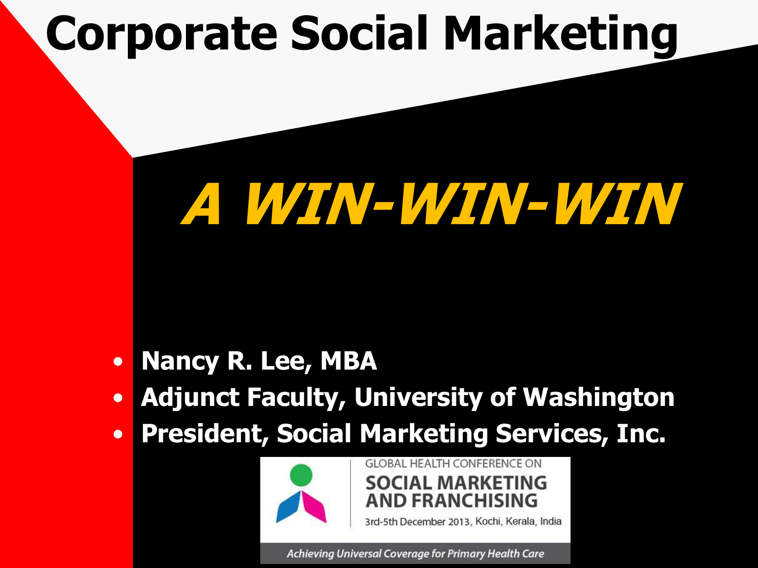# Corporate Social Marketing

## *A WIN-WIN-WIN*

- **Nancy R. Lee, MBA**
- **Adjunct Faculty, University of Washington**
- **President, Social Marketing Services, Inc.**

GLOBAL HEALTH CONFERENCE ON
SOCIAL MARKETING AND FRANCHISING
3rd-5th December 2013, Kochi, Kerala, India

*Achieving Universal Coverage for Primary Health Care*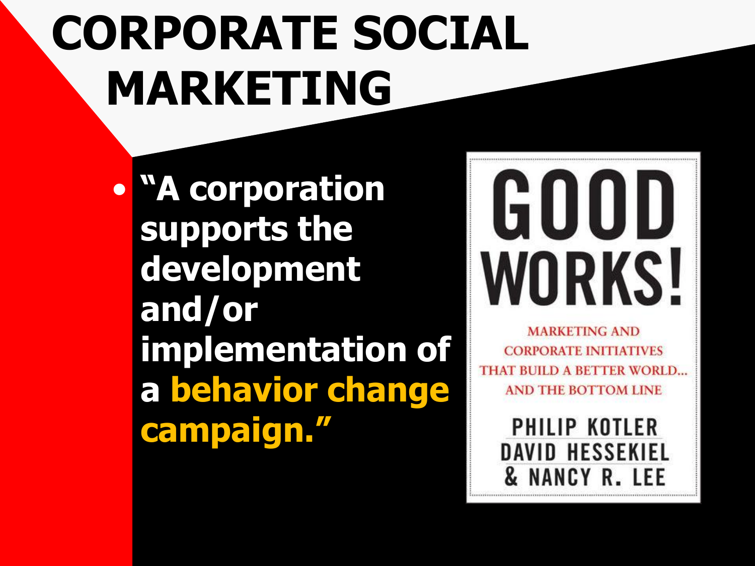# CORPORATE SOCIAL MARKETING

- **"A corporation supports the development and/or implementation of a behavior change campaign."**

GOOD WORKS!

MARKETING AND CORPORATE INITIATIVES THAT BUILD A BETTER WORLD... AND THE BOTTOM LINE

PHILIP KOTLER
DAVID HESSEKIEL
& NANCY R. LEE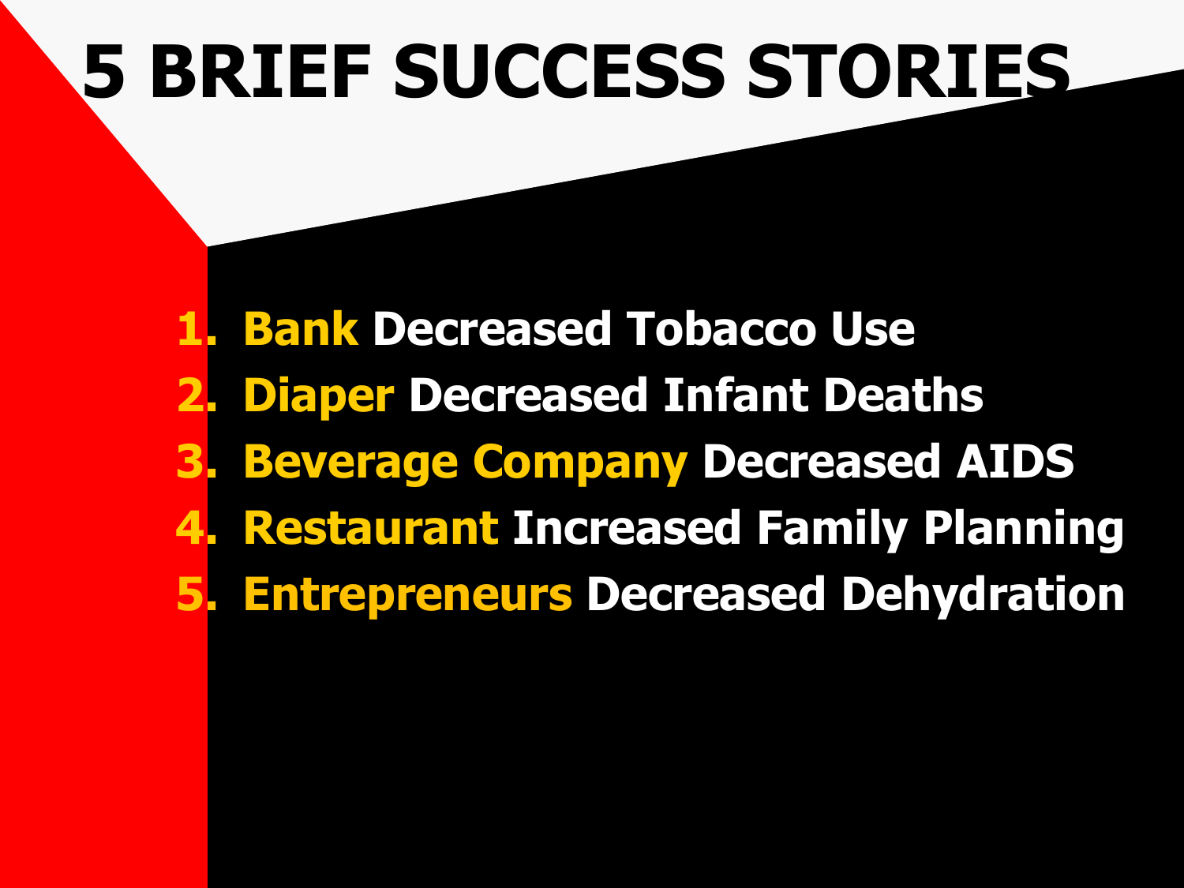# 5 BRIEF SUCCESS STORIES

1. **Bank** Decreased Tobacco Use
2. **Diaper** Decreased Infant Deaths
3. **Beverage Company** Decreased AIDS
4. **Restaurant** Increased Family Planning
5. **Entrepreneurs** Decreased Dehydration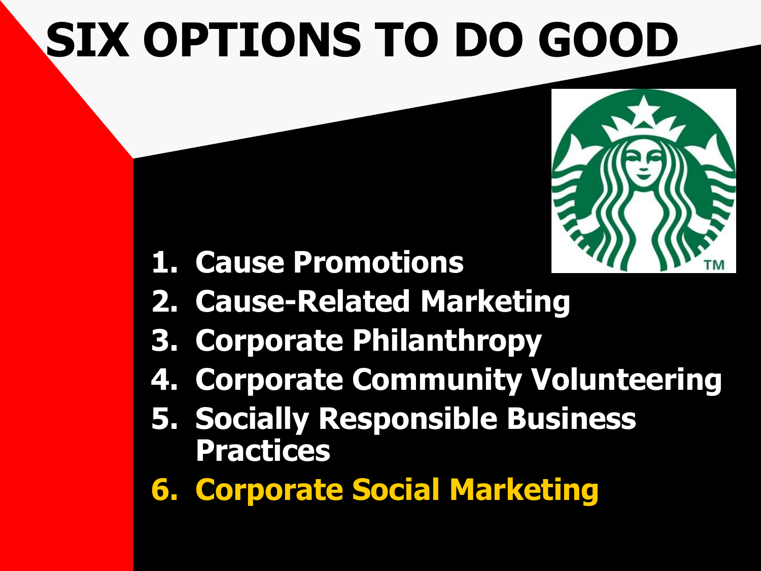# SIX OPTIONS TO DO GOOD

1. **Cause Promotions**
2. **Cause-Related Marketing**
3. **Corporate Philanthropy**
4. **Corporate Community Volunteering**
5. **Socially Responsible Business Practices**
6. **Corporate Social Marketing**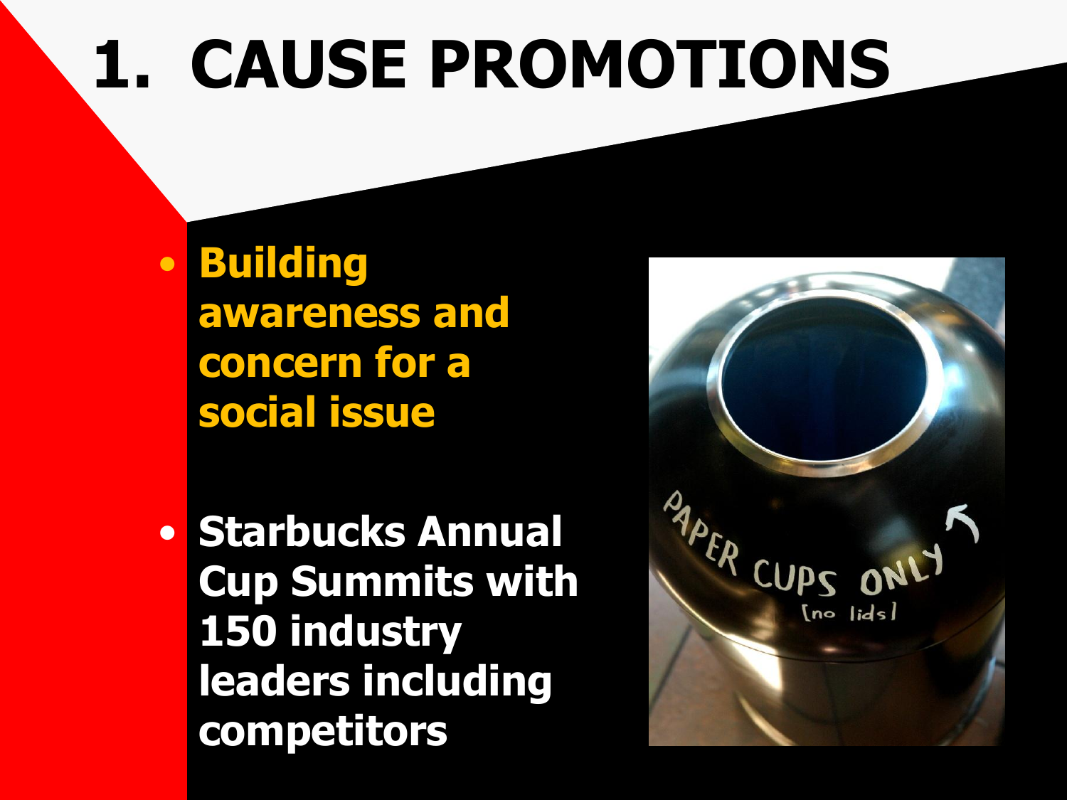# 1. CAUSE PROMOTIONS

- **Building awareness and concern for a social issue**
- **Starbucks Annual Cup Summits with 150 industry leaders including competitors**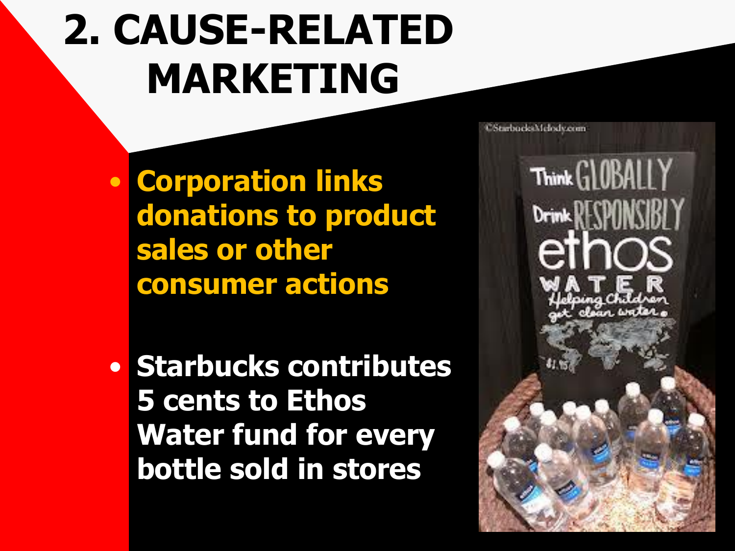# 2. CAUSE-RELATED MARKETING

- **Corporation links donations to product sales or other consumer actions**

- **Starbucks contributes 5 cents to Ethos Water fund for every bottle sold in stores**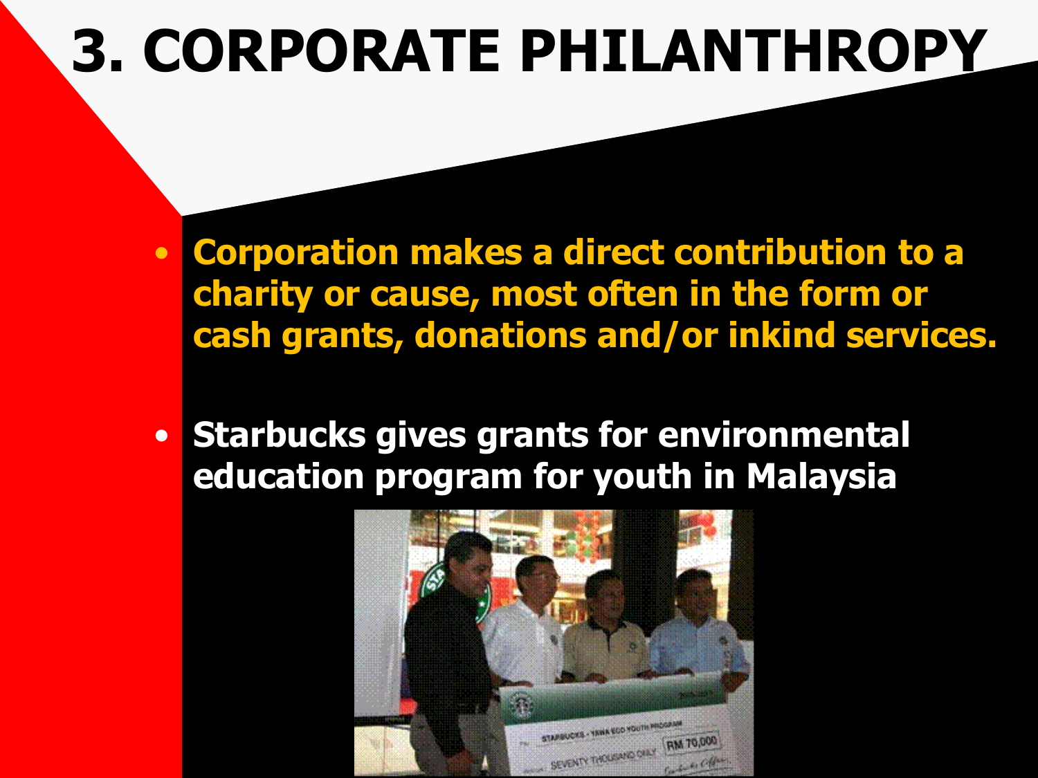# 3. CORPORATE PHILANTHROPY

- **Corporation makes a direct contribution to a charity or cause, most often in the form or cash grants, donations and/or inkind services.**

- **Starbucks gives grants for environmental education program for youth in Malaysia**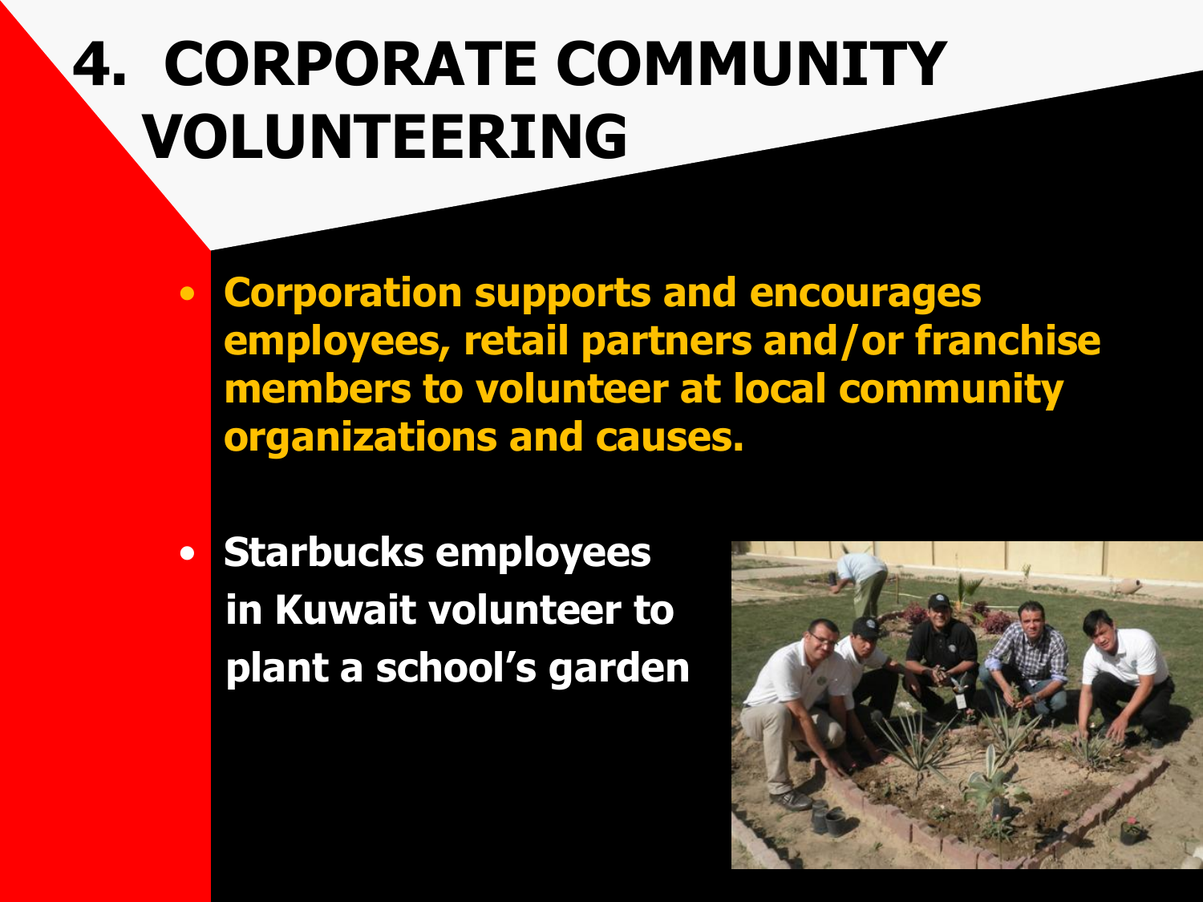# 4. CORPORATE COMMUNITY VOLUNTEERING

- **Corporation supports and encourages employees, retail partners and/or franchise members to volunteer at local community organizations and causes.**

- **Starbucks employees in Kuwait volunteer to plant a school's garden**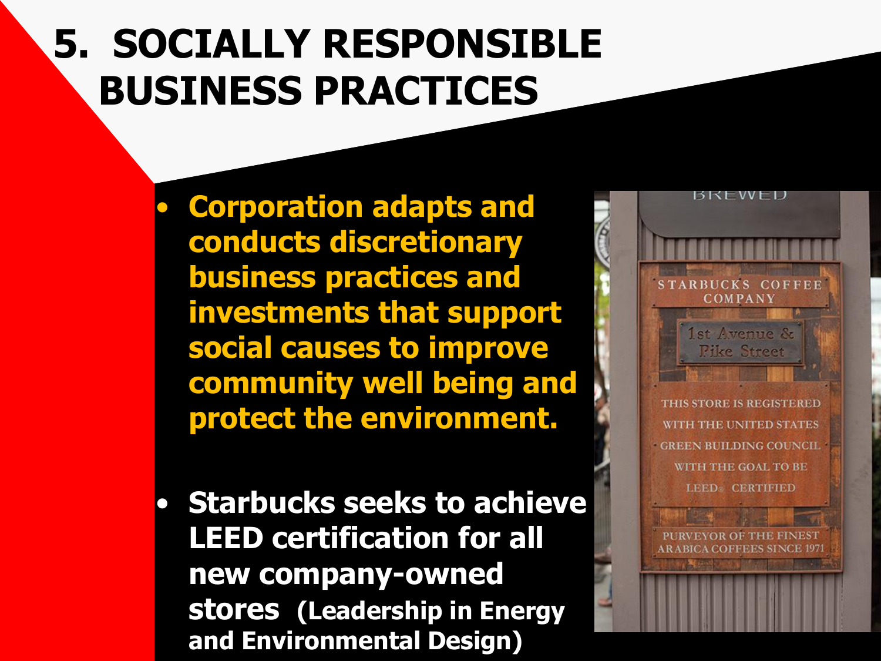# 5. SOCIALLY RESPONSIBLE BUSINESS PRACTICES

- **Corporation adapts and conducts discretionary business practices and investments that support social causes to improve community well being and protect the environment.**

- **Starbucks seeks to achieve LEED certification for all new company-owned stores (Leadership in Energy and Environmental Design)**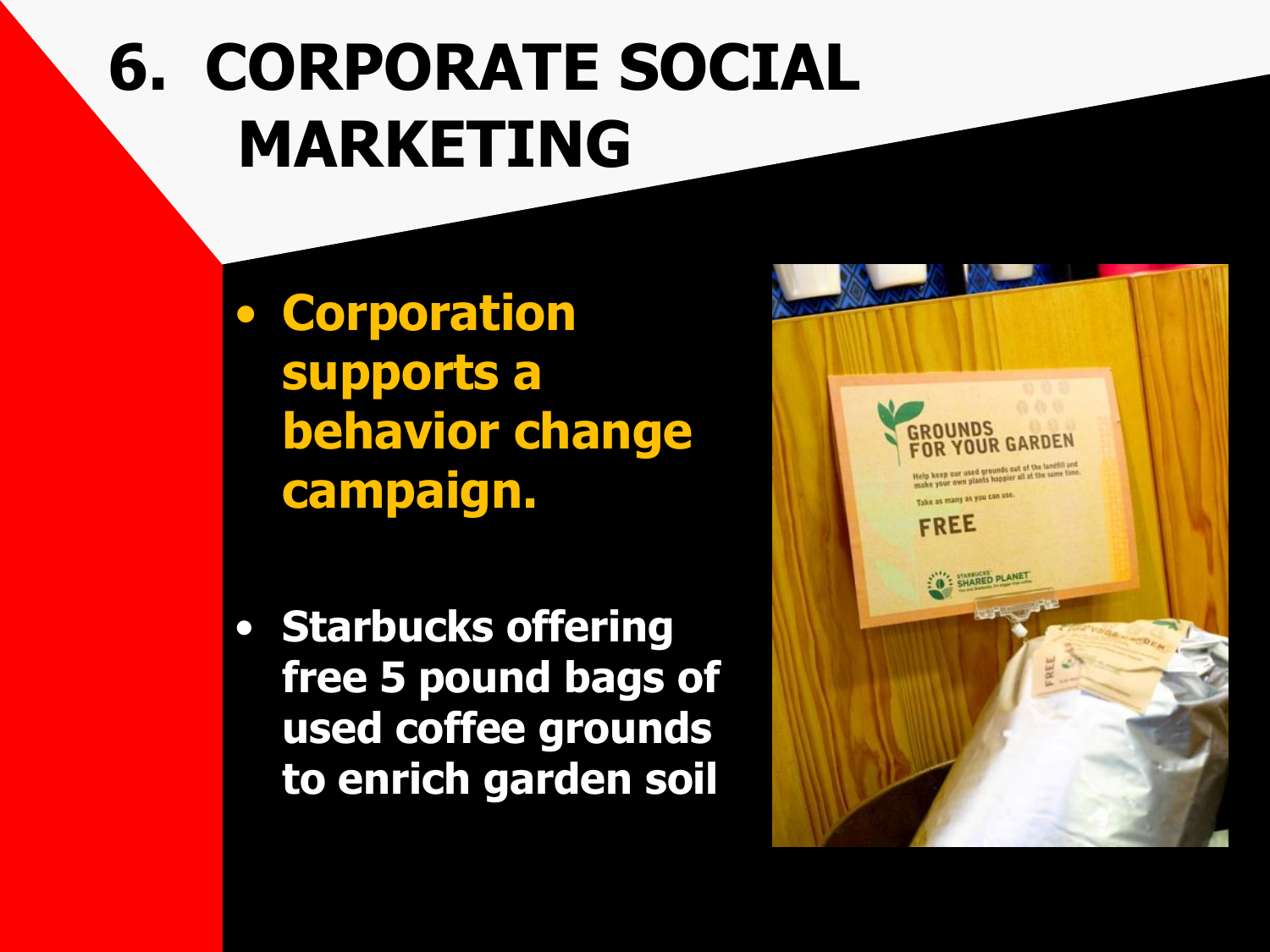# 6. CORPORATE SOCIAL MARKETING

- **Corporation supports a behavior change campaign.**
- **Starbucks offering free 5 pound bags of used coffee grounds to enrich garden soil**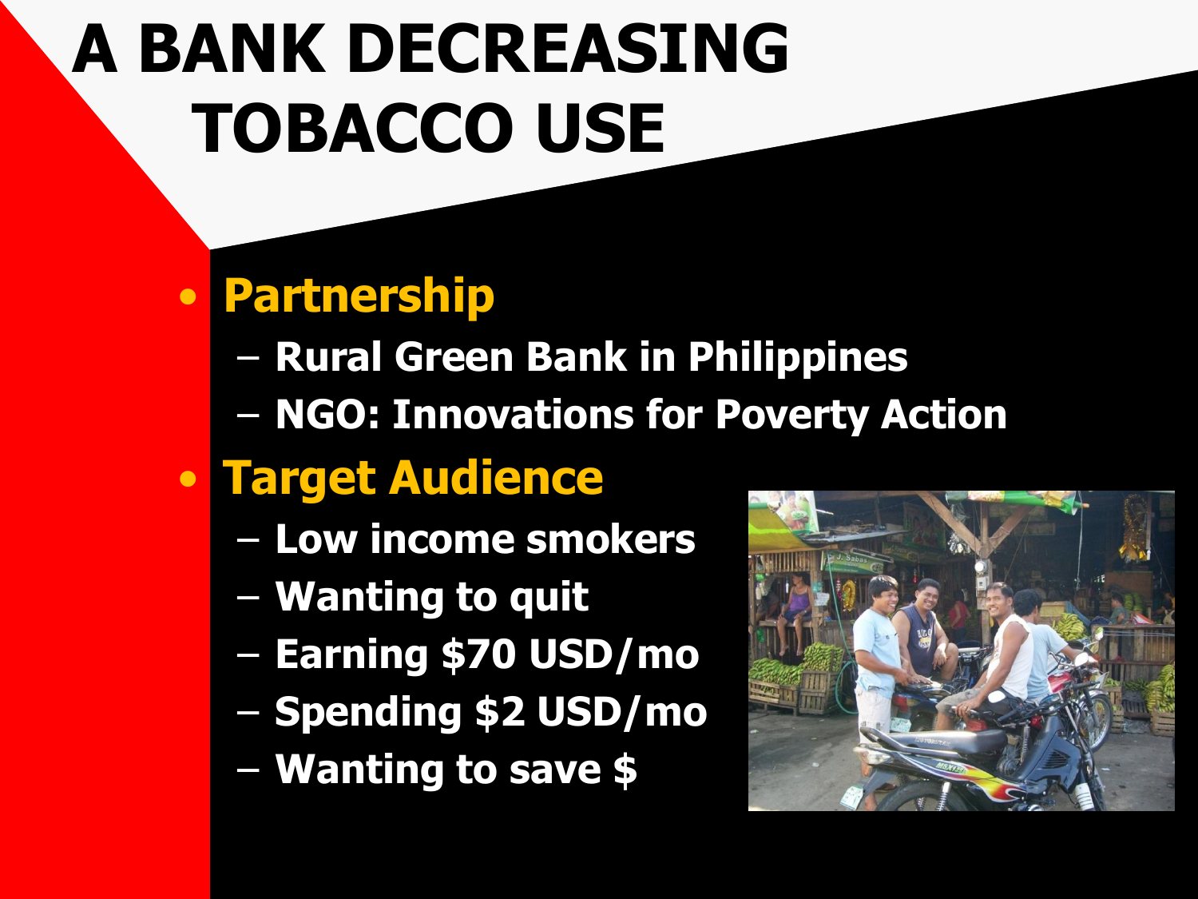# A BANK DECREASING TOBACCO USE

- **Partnership**
  - Rural Green Bank in Philippines
  - NGO: Innovations for Poverty Action
- **Target Audience**
  - Low income smokers
  - Wanting to quit
  - Earning $70 USD/mo
  - Spending $2 USD/mo
  - Wanting to save $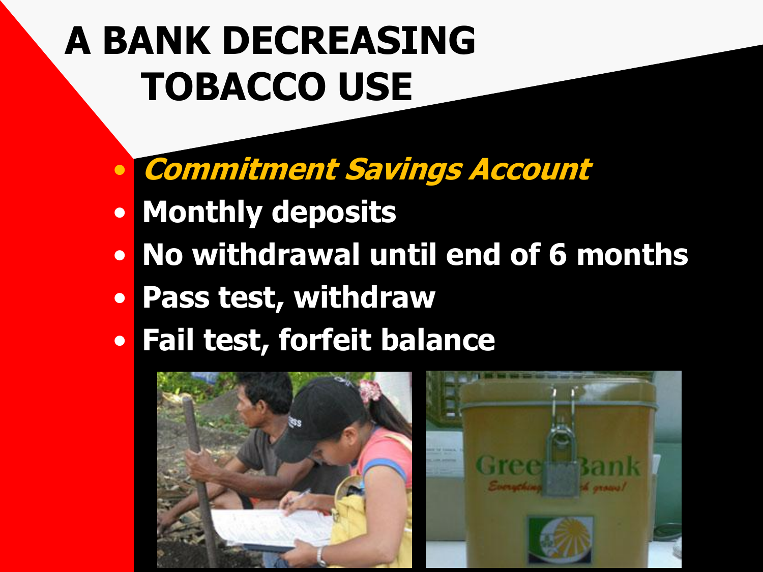# A BANK DECREASING TOBACCO USE

- ***Commitment Savings Account***
- **Monthly deposits**
- **No withdrawal until end of 6 months**
- **Pass test, withdraw**
- **Fail test, forfeit balance**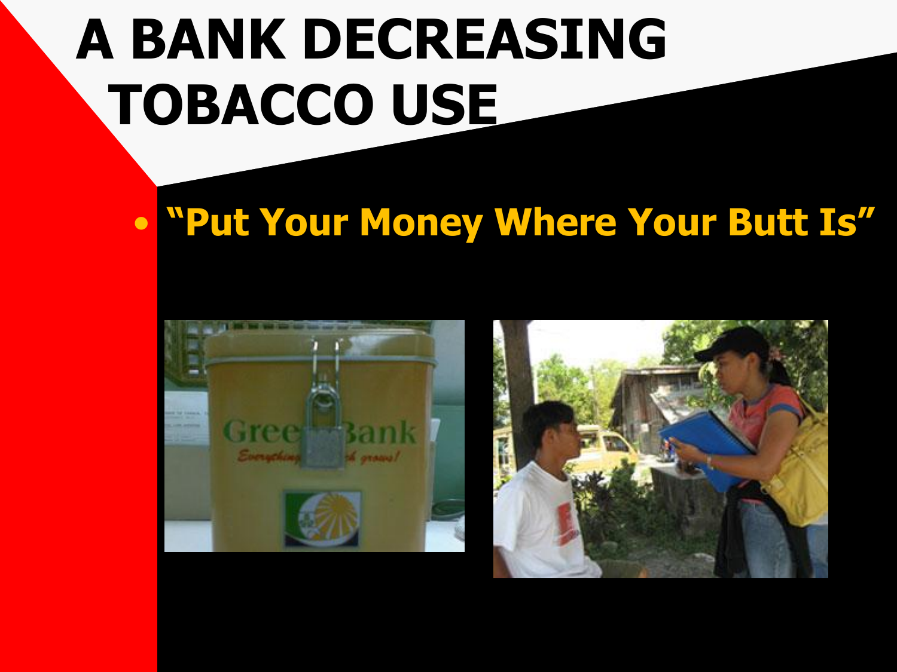# A BANK DECREASING TOBACCO USE

- **"Put Your Money Where Your Butt Is"**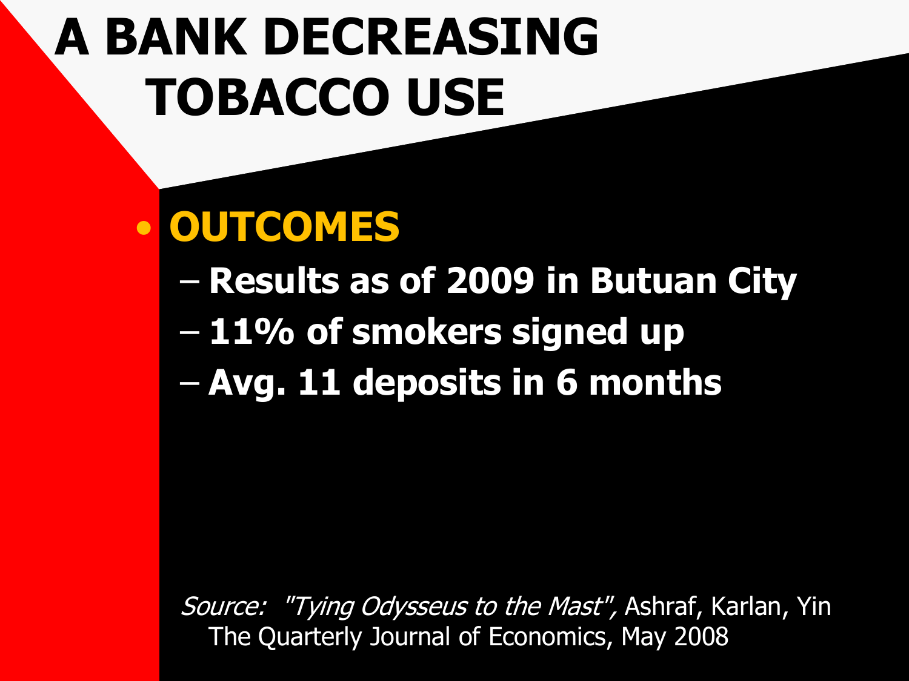# A BANK DECREASING TOBACCO USE

- **OUTCOMES**
  - **Results as of 2009 in Butuan City**
  - **11% of smokers signed up**
  - **Avg. 11 deposits in 6 months**

*Source: "Tying Odysseus to the Mast",* Ashraf, Karlan, Yin The Quarterly Journal of Economics, May 2008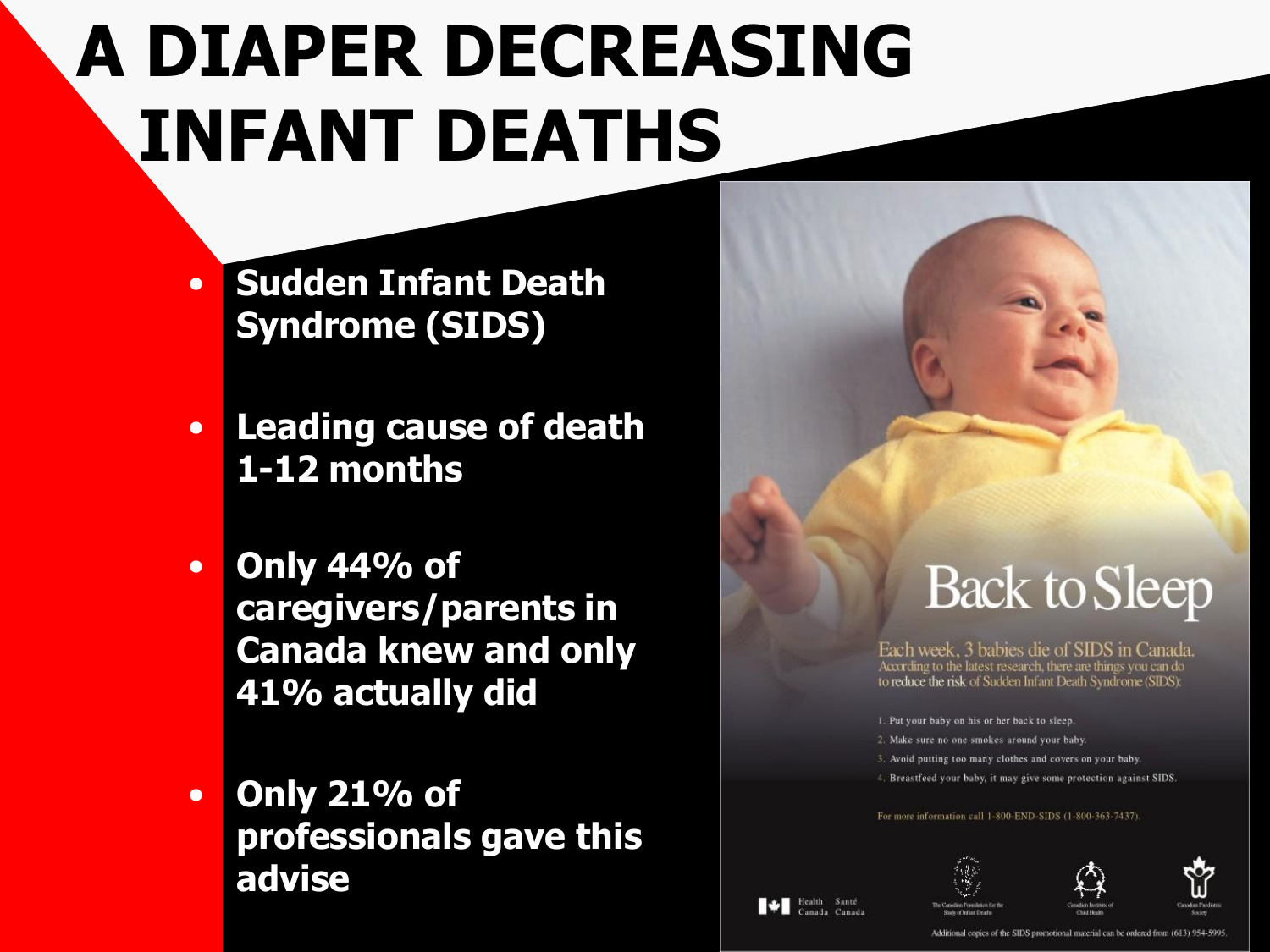# A DIAPER DECREASING INFANT DEATHS

- **Sudden Infant Death Syndrome (SIDS)**
- **Leading cause of death 1-12 months**
- **Only 44% of caregivers/parents in Canada knew and only 41% actually did**
- **Only 21% of professionals gave this advise**

Back to Sleep

Each week, 3 babies die of SIDS in Canada.
According to the latest research, there are things you can do to reduce the risk of Sudden Infant Death Syndrome (SIDS):

1. Put your baby on his or her back to sleep.
2. Make sure no one smokes around your baby.
3. Avoid putting too many clothes and covers on your baby.
4. Breastfeed your baby, it may give some protection against SIDS.

For more information call 1-800-END-SIDS (1-800-363-7437).

Health Canada Santé Canada

The Canadian Foundation for the Study of Infant Deaths

Canadian Institute of Child Health

Canadian Paediatric Society

Additional copies of the SIDS promotional material can be ordered from (613) 954-5995.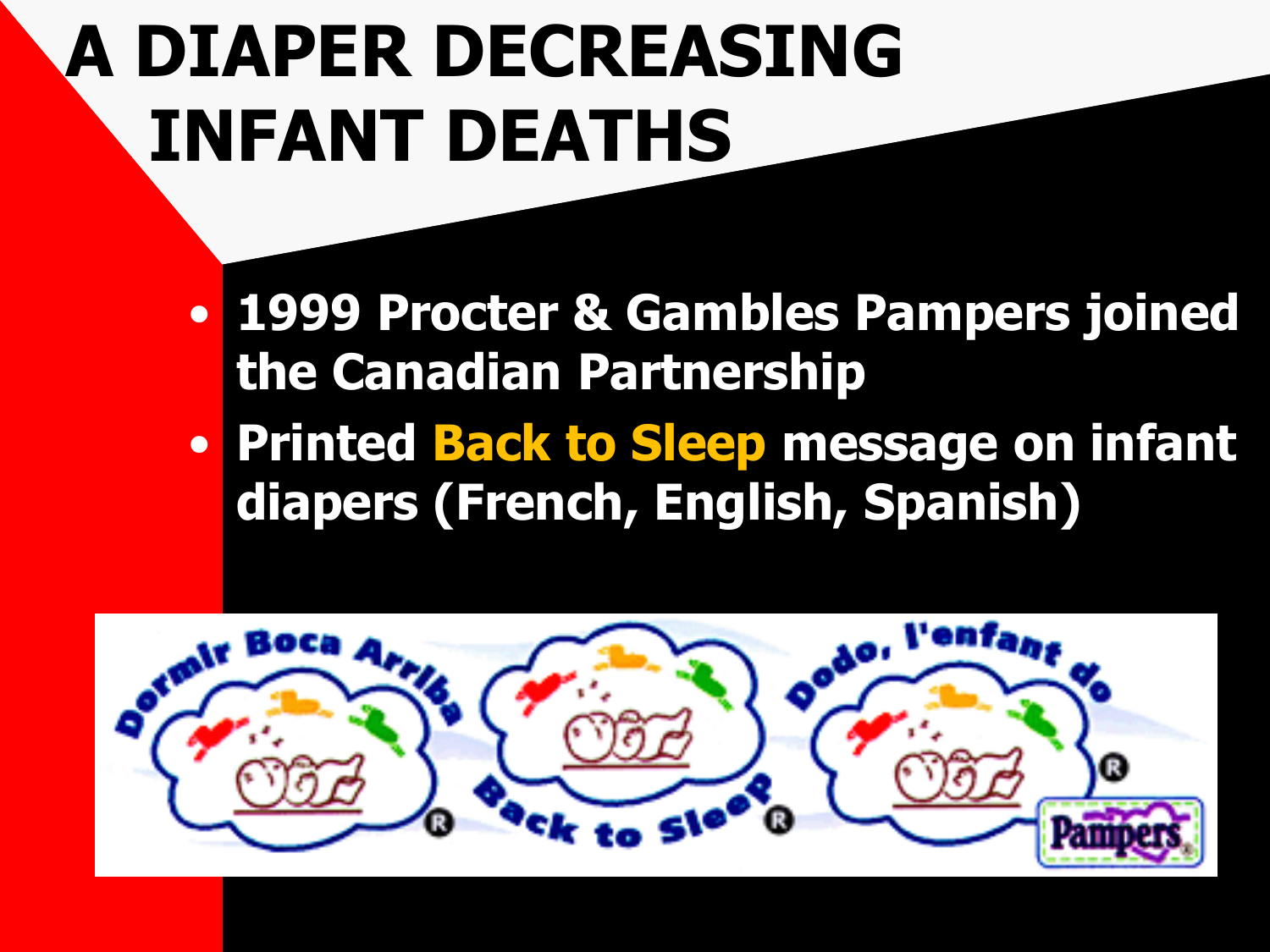# A DIAPER DECREASING INFANT DEATHS

- **1999 Procter & Gambles Pampers joined the Canadian Partnership**
- **Printed Back to Sleep message on infant diapers (French, English, Spanish)**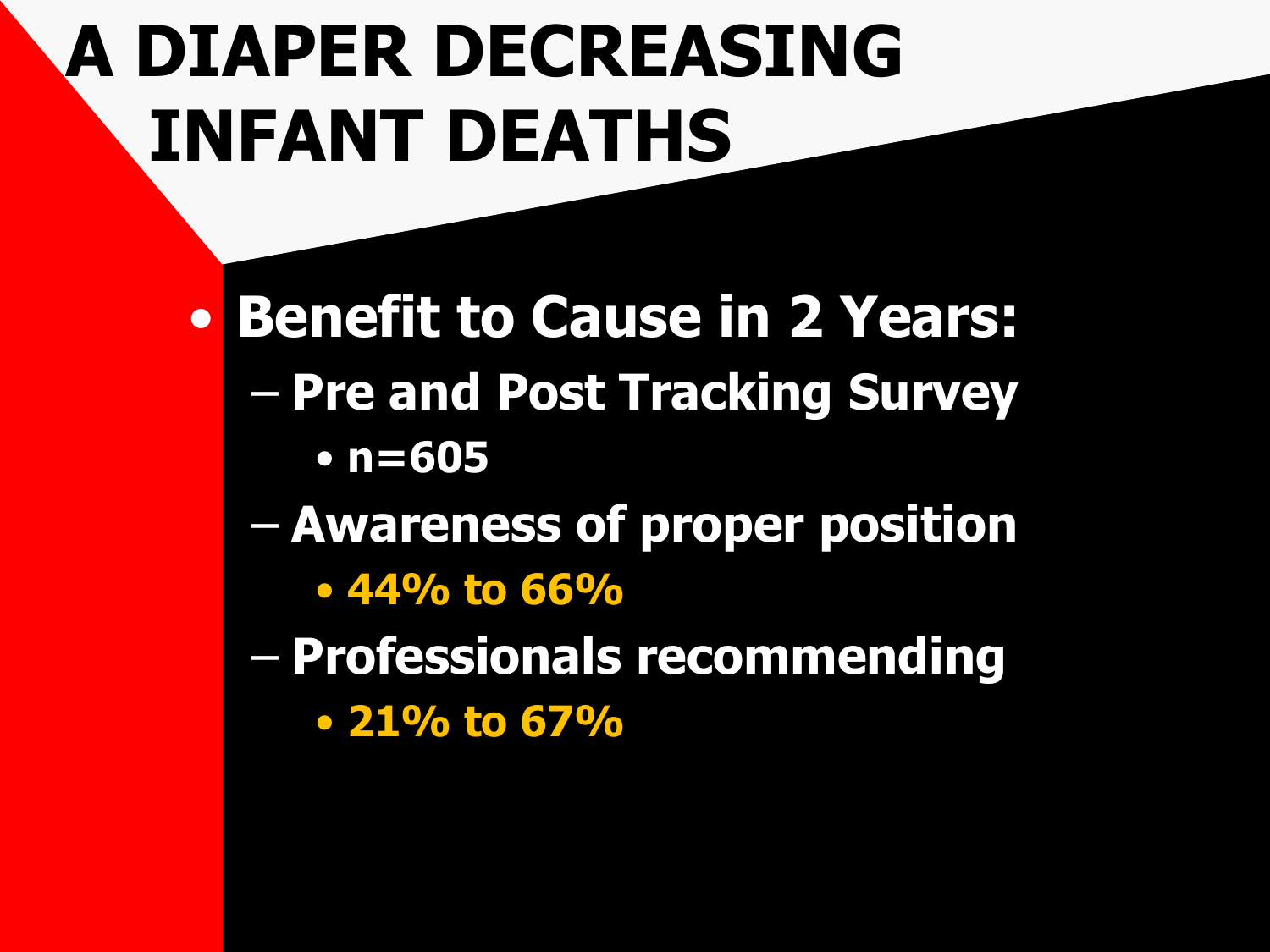# A DIAPER DECREASING INFANT DEATHS

- **Benefit to Cause in 2 Years:**
  - **Pre and Post Tracking Survey**
    - **n=605**
  - **Awareness of proper position**
    - **44% to 66%**
  - **Professionals recommending**
    - **21% to 67%**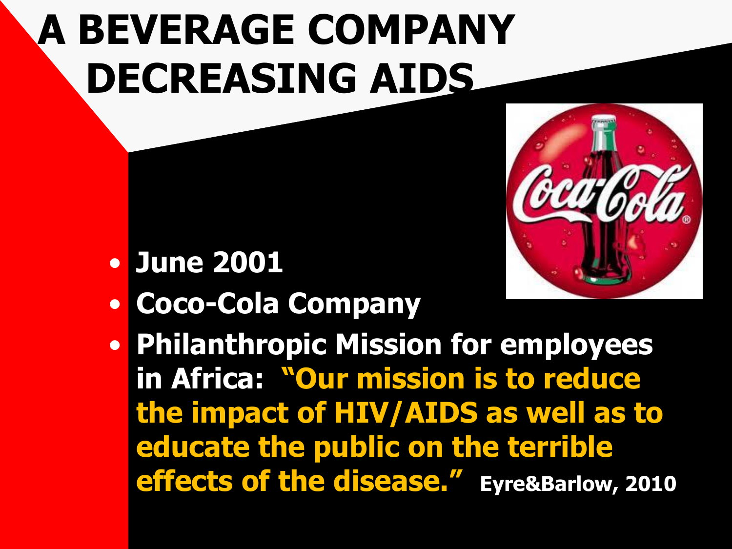# A BEVERAGE COMPANY DECREASING AIDS

- June 2001
- Coco-Cola Company
- Philanthropic Mission for employees in Africa: "Our mission is to reduce the impact of HIV/AIDS as well as to educate the public on the terrible effects of the disease." Eyre&Barlow, 2010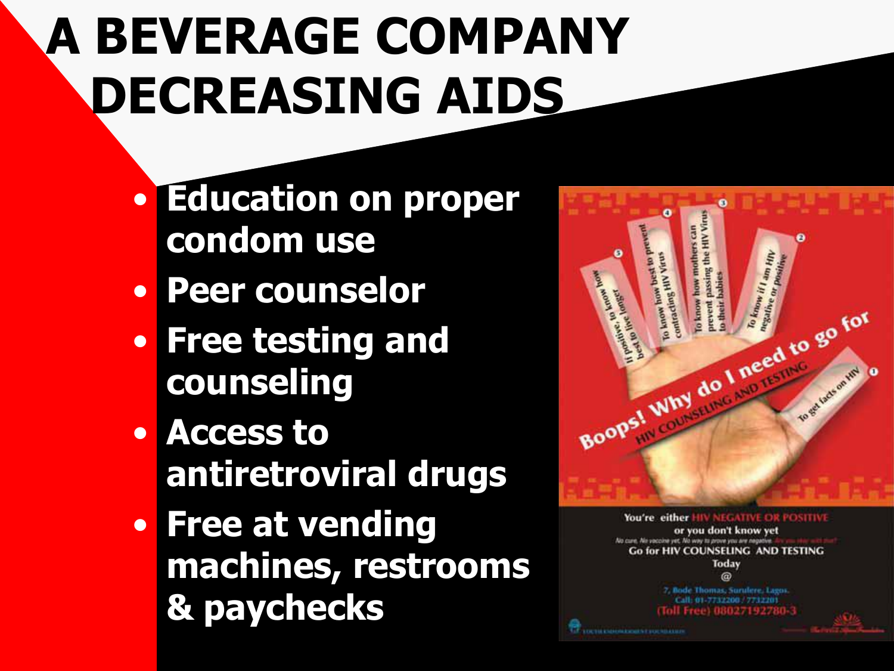# A BEVERAGE COMPANY DECREASING AIDS

- **Education on proper condom use**
- **Peer counselor**
- **Free testing and counseling**
- **Access to antiretroviral drugs**
- **Free at vending machines, restrooms & paychecks**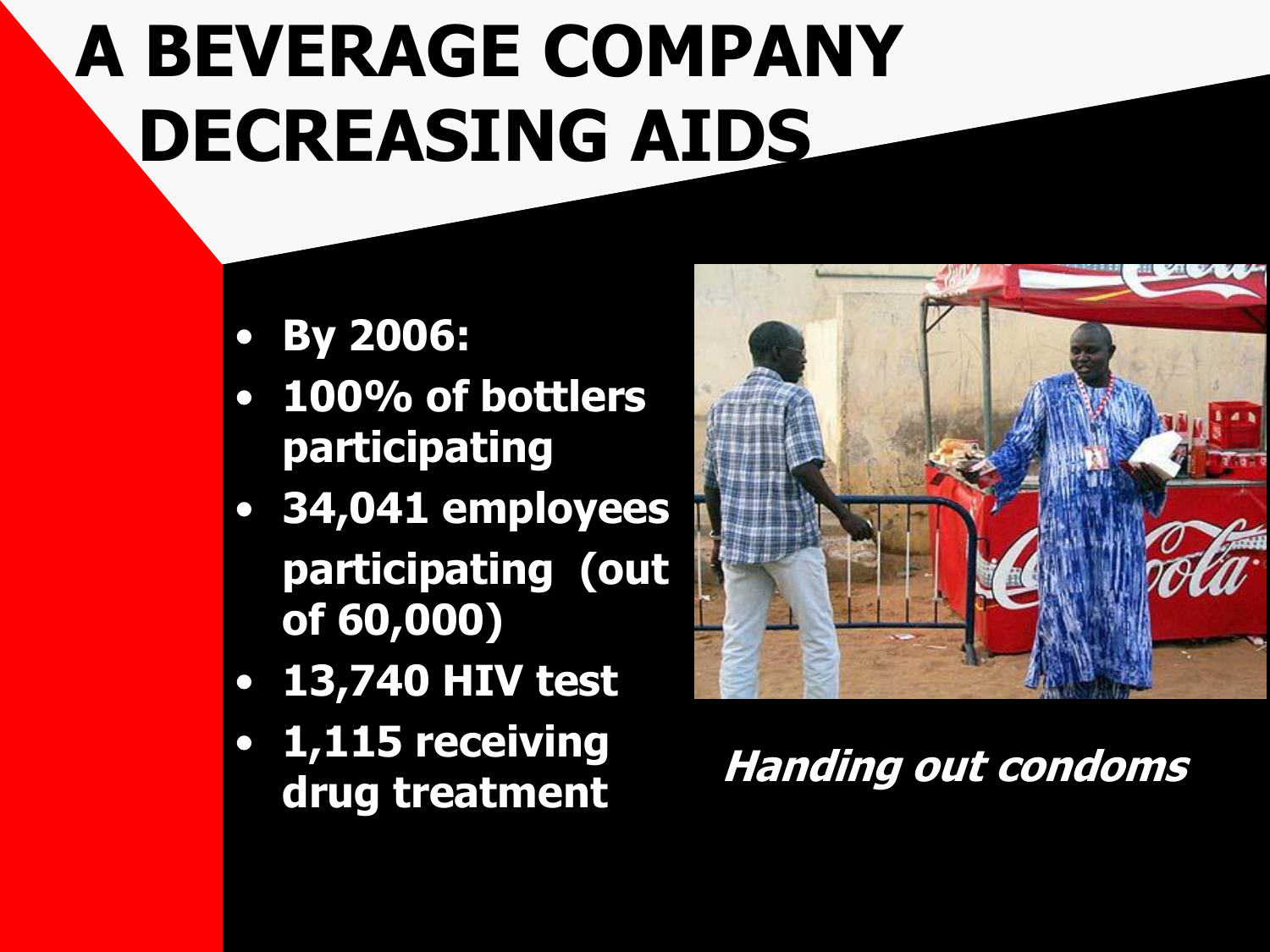# A BEVERAGE COMPANY DECREASING AIDS

- **By 2006:**
- **100% of bottlers participating**
- **34,041 employees participating (out of 60,000)**
- **13,740 HIV test**
- **1,115 receiving drug treatment**

***Handing out condoms***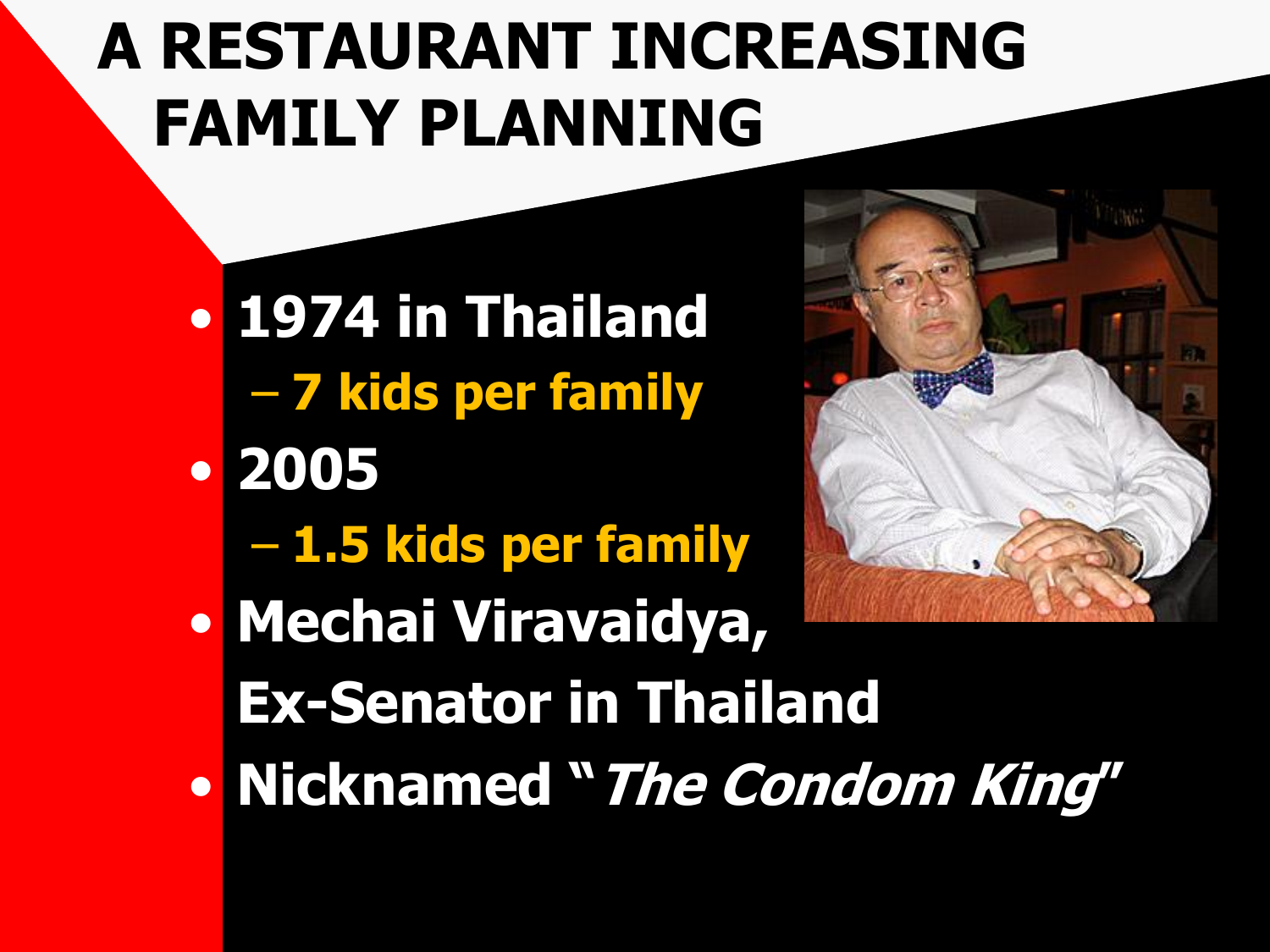# A RESTAURANT INCREASING FAMILY PLANNING

- **1974 in Thailand**
  - **7 kids per family**
- **2005**
  - **1.5 kids per family**
- **Mechai Viravaidya, Ex-Senator in Thailand**
- **Nicknamed "*The Condom King*"**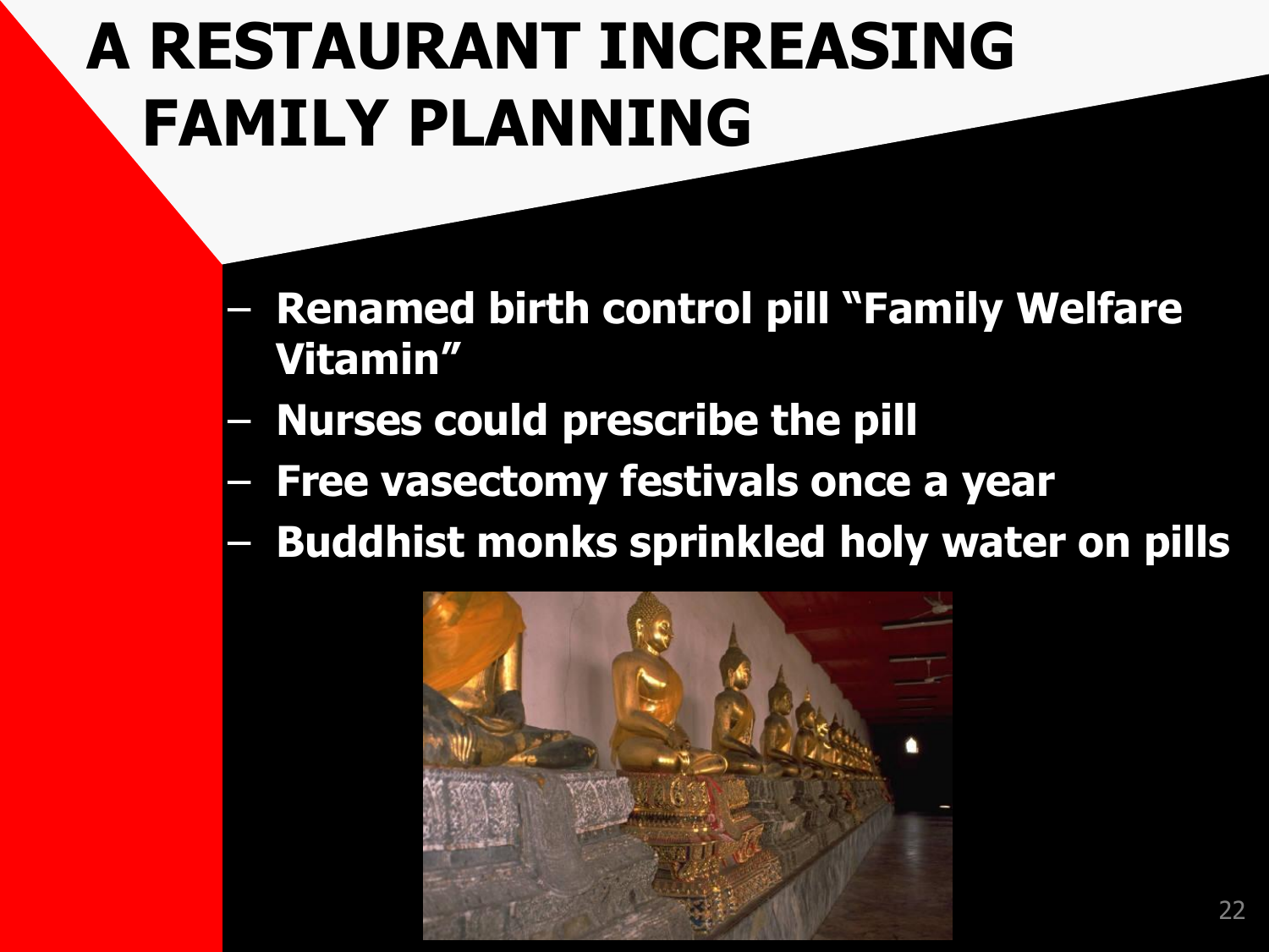# A RESTAURANT INCREASING FAMILY PLANNING

- Renamed birth control pill "Family Welfare Vitamin"
- Nurses could prescribe the pill
- Free vasectomy festivals once a year
- Buddhist monks sprinkled holy water on pills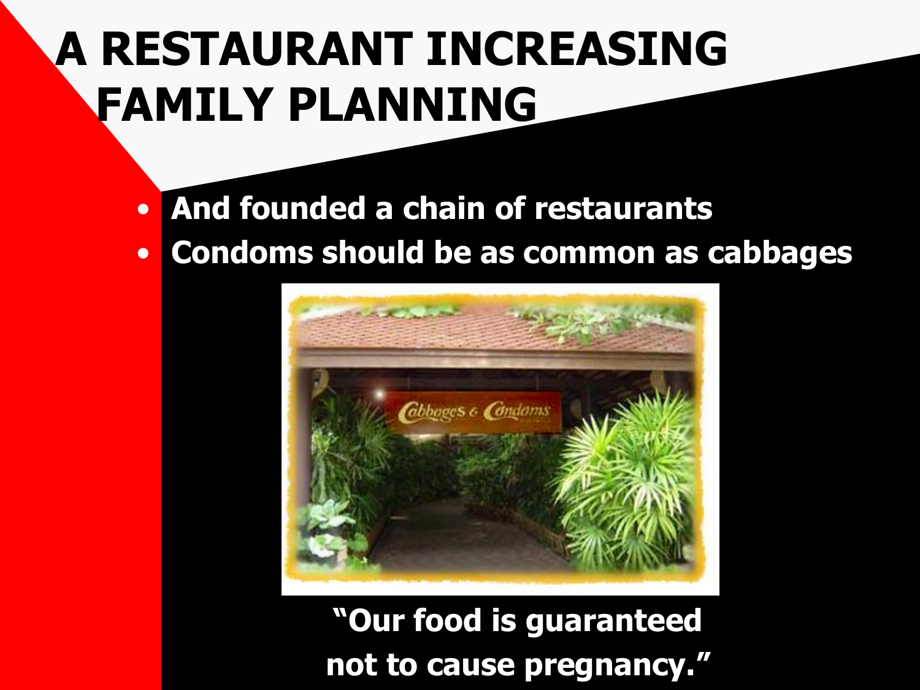# A RESTAURANT INCREASING FAMILY PLANNING

- **And founded a chain of restaurants**
- **Condoms should be as common as cabbages**

**"Our food is guaranteed not to cause pregnancy."**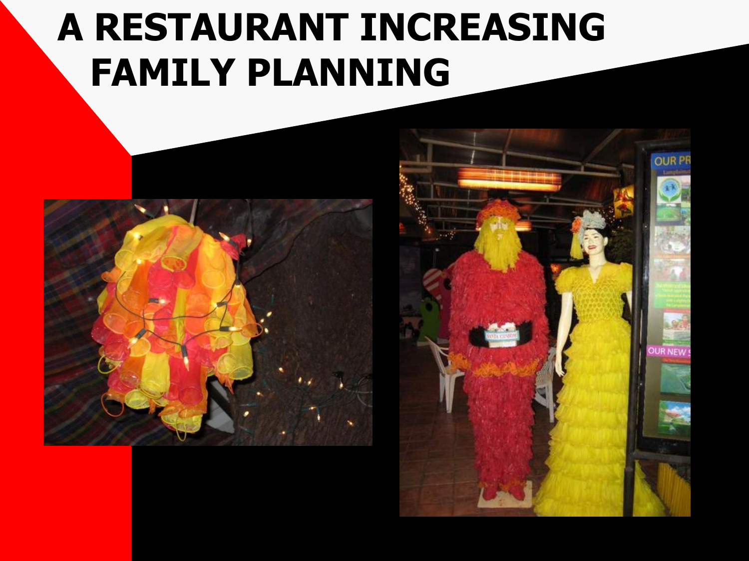# A RESTAURANT INCREASING FAMILY PLANNING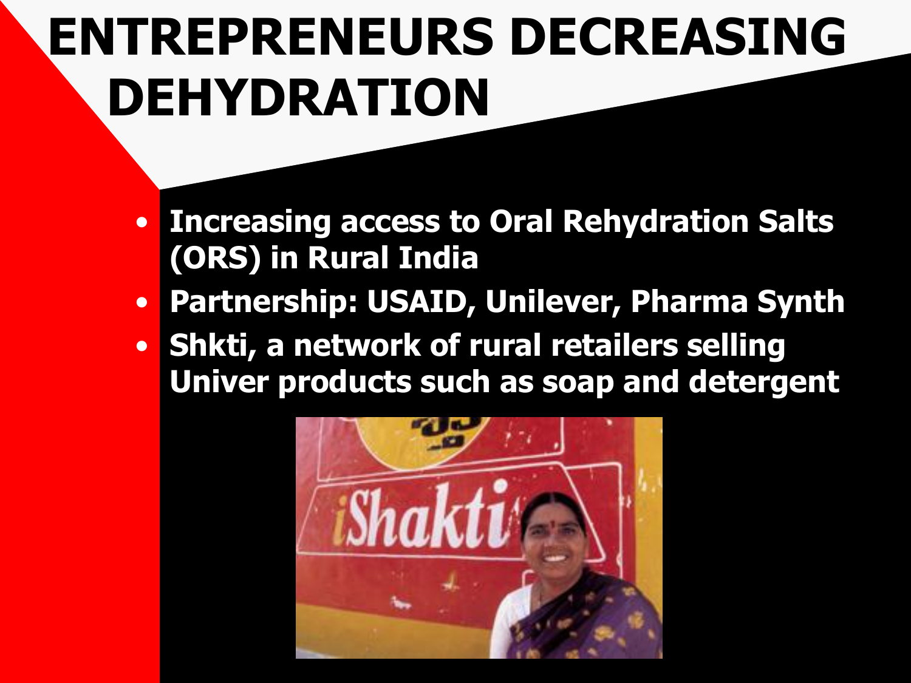# ENTREPRENEURS DECREASING DEHYDRATION

- Increasing access to Oral Rehydration Salts (ORS) in Rural India
- Partnership: USAID, Unilever, Pharma Synth
- Shkti, a network of rural retailers selling Univer products such as soap and detergent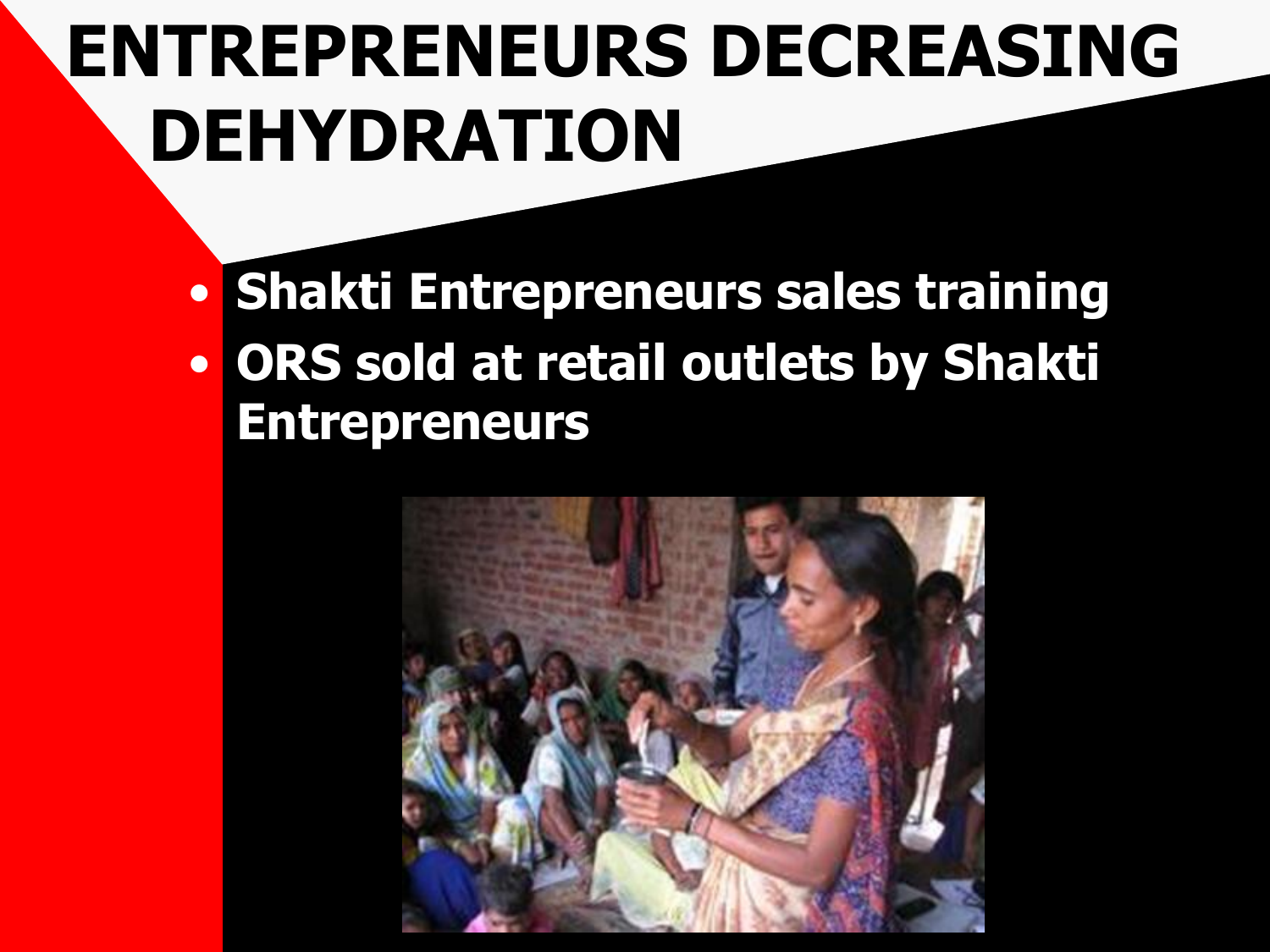# ENTREPRENEURS DECREASING DEHYDRATION

- Shakti Entrepreneurs sales training
- ORS sold at retail outlets by Shakti Entrepreneurs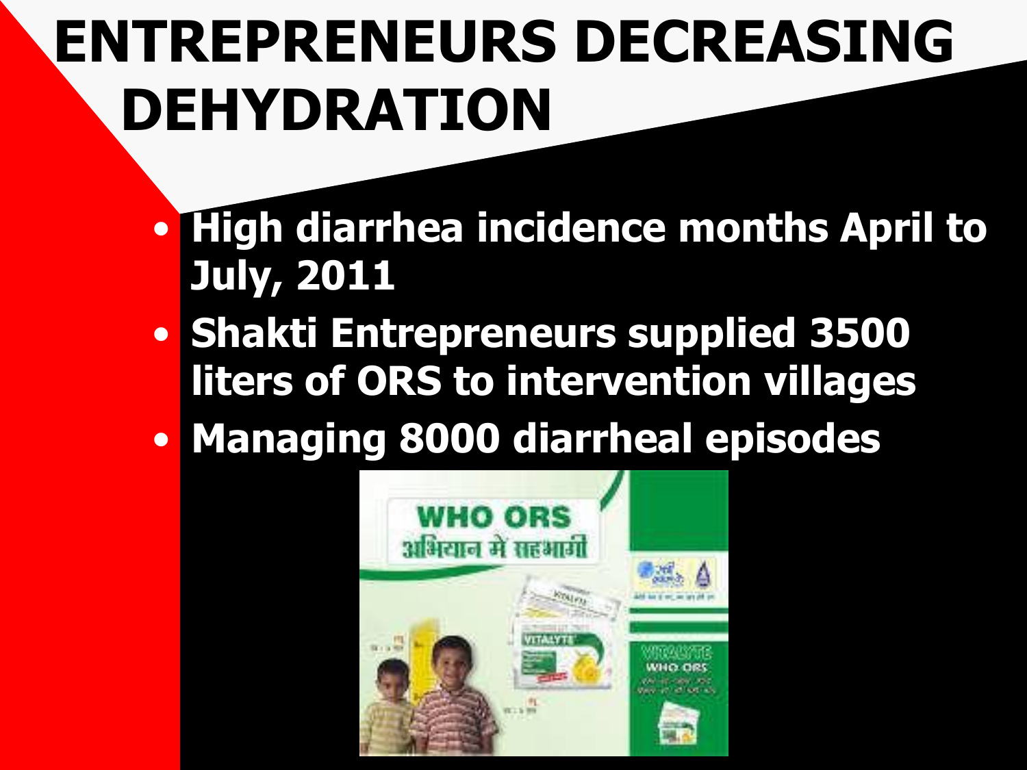# ENTREPRENEURS DECREASING DEHYDRATION

- **High diarrhea incidence months April to July, 2011**
- **Shakti Entrepreneurs supplied 3500 liters of ORS to intervention villages**
- **Managing 8000 diarrheal episodes**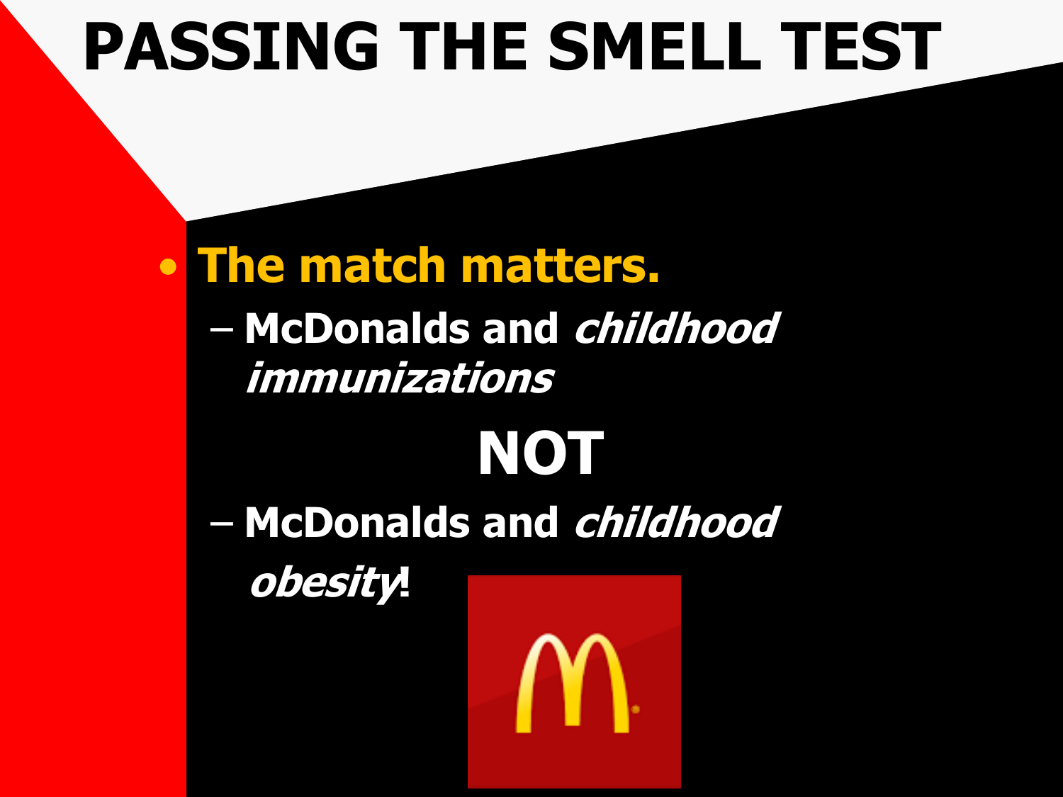# PASSING THE SMELL TEST

- **The match matters.**
  - **McDonalds and *childhood immunizations***

**NOT**

  - **McDonalds and *childhood obesity*!**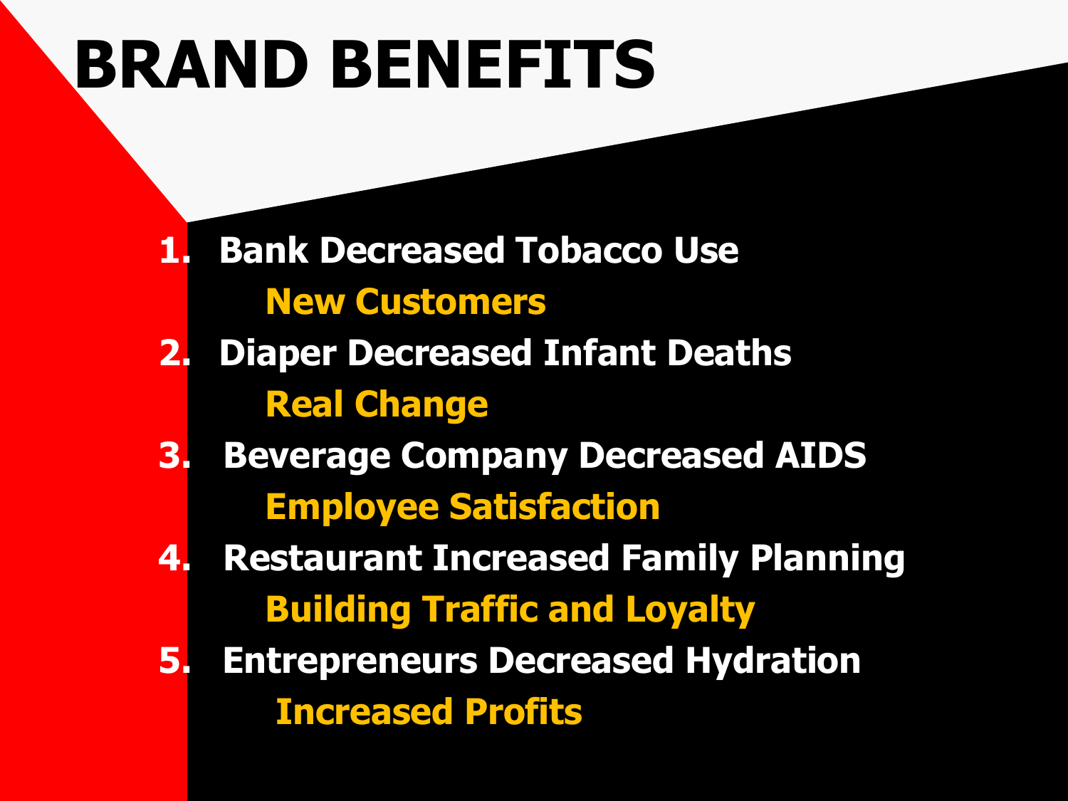# BRAND BENEFITS

1. Bank Decreased Tobacco Use

   New Customers

2. Diaper Decreased Infant Deaths

   Real Change

3. Beverage Company Decreased AIDS

   Employee Satisfaction

4. Restaurant Increased Family Planning

   Building Traffic and Loyalty

5. Entrepreneurs Decreased Hydration

   Increased Profits